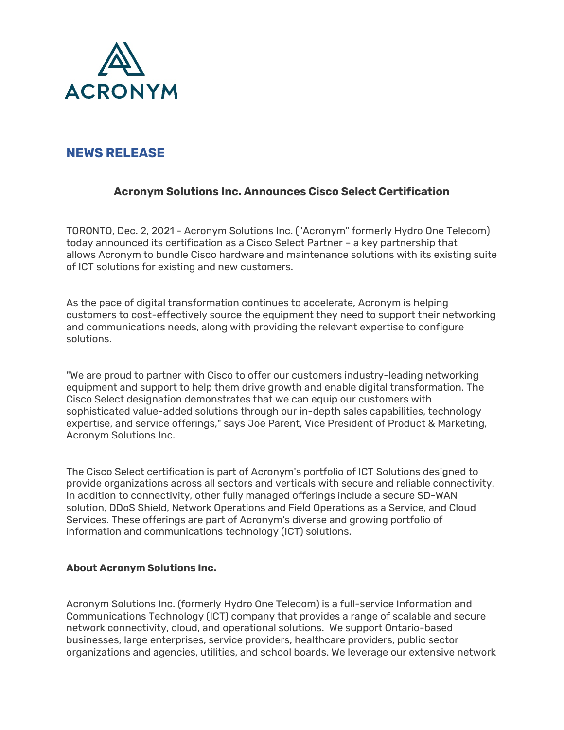ACRONYM

## NEWS RELEASE

### Acronym Solutions Inc. Announces Cisco Select Certification

TORONTO, Dec. 2, 2021 - Acronym Solutions Inc. ("Acronym" formerly Hydro One Telecom) today announced its certification as a Cisco Select Partner – a key partnership that allows Acronym to bundle Cisco hardware and maintenance solutions with its existing suite of ICT solutions for existing and new customers.

As the pace of digital transformation continues to accelerate, Acronym is helping customers to cost-effectively source the equipment they need to support their networking and communications needs, along with providing the relevant expertise to configure solutions.

"We are proud to partner with Cisco to offer our customers industry-leading networking equipment and support to help them drive growth and enable digital transformation. The Cisco Select designation demonstrates that we can equip our customers with sophisticated value-added solutions through our in-depth sales capabilities, technology expertise, and service offerings," says Joe Parent, Vice President of Product & Marketing, Acronym Solutions Inc.

The Cisco Select certification is part of Acronym's portfolio of ICT Solutions designed to provide organizations across all sectors and verticals with secure and reliable connectivity. In addition to connectivity, other fully managed offerings include a secure SD-WAN solution, DDoS Shield, Network Operations and Field Operations as a Service, and Cloud Services. These offerings are part of Acronym's diverse and growing portfolio of information and communications technology (ICT) solutions.

**About Acronym Solutions Inc.**

Acronym Solutions Inc. (formerly Hydro One Telecom) is a full-service Information and Communications Technology (ICT) company that provides a range of scalable and secure network connectivity, cloud, and operational solutions. We support Ontario-based businesses, large enterprises, service providers, healthcare providers, public sector organizations and agencies, utilities, and school boards. We leverage our extensive network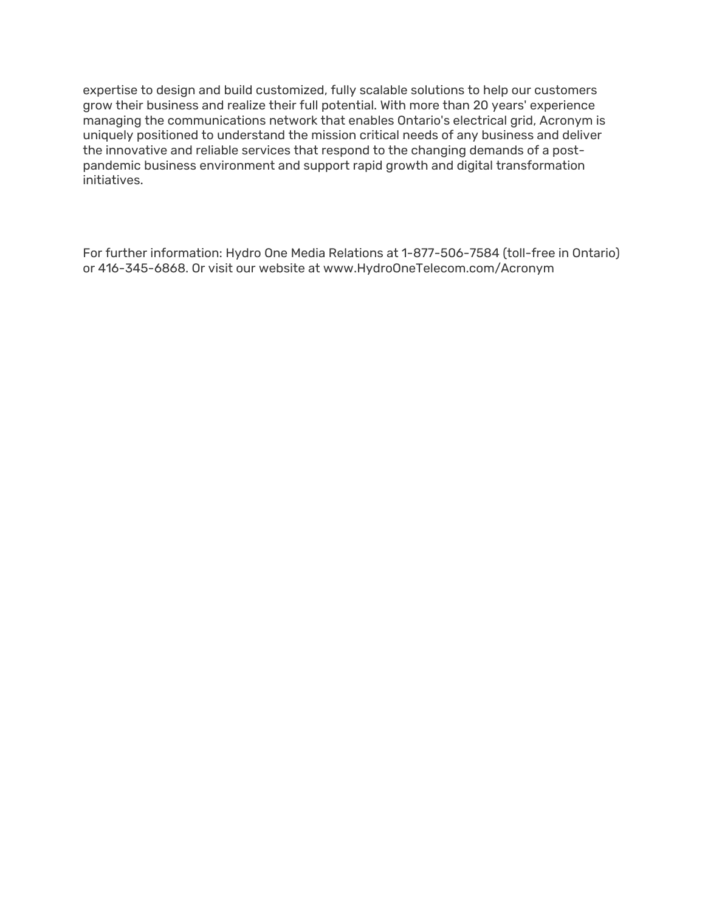expertise to design and build customized, fully scalable solutions to help our customers grow their business and realize their full potential. With more than 20 years' experience managing the communications network that enables Ontario's electrical grid, Acronym is uniquely positioned to understand the mission critical needs of any business and deliver the innovative and reliable services that respond to the changing demands of a post-pandemic business environment and support rapid growth and digital transformation initiatives.

For further information: Hydro One Media Relations at 1-877-506-7584 (toll-free in Ontario) or 416-345-6868. Or visit our website at www.HydroOneTelecom.com/Acronym